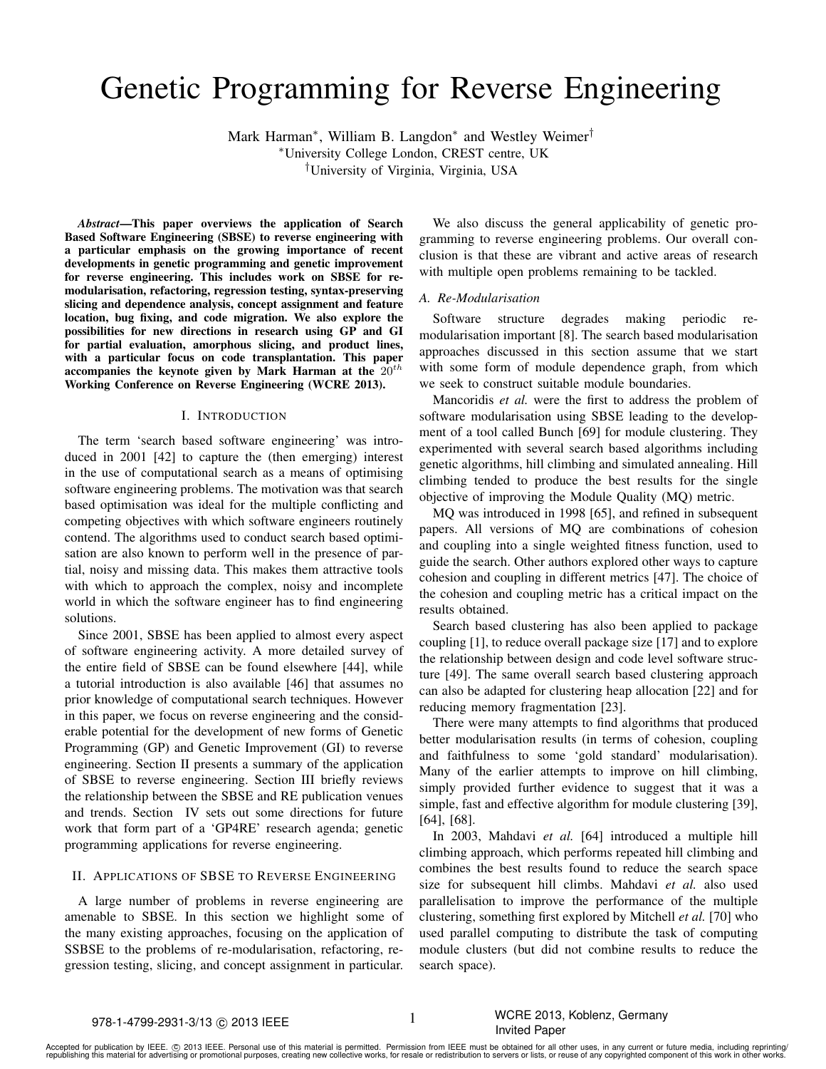# Genetic Programming for Reverse Engineering

Mark Harman*, William B. Langdon* and Westley Weimer†

*University College London, CREST centre, UK

†University of Virginia, Virginia, USA

***Abstract*—This paper overviews the application of Search Based Software Engineering (SBSE) to reverse engineering with a particular emphasis on the growing importance of recent developments in genetic programming and genetic improvement for reverse engineering. This includes work on SBSE for re-modularisation, refactoring, regression testing, syntax-preserving slicing and dependence analysis, concept assignment and feature location, bug fixing, and code migration. We also explore the possibilities for new directions in research using GP and GI for partial evaluation, amorphous slicing, and product lines, with a particular focus on code transplantation. This paper accompanies the keynote given by Mark Harman at the $20^{th}$ Working Conference on Reverse Engineering (WCRE 2013).**

## I. Introduction

The term 'search based software engineering' was introduced in 2001 [42] to capture the (then emerging) interest in the use of computational search as a means of optimising software engineering problems. The motivation was that search based optimisation was ideal for the multiple conflicting and competing objectives with which software engineers routinely contend. The algorithms used to conduct search based optimisation are also known to perform well in the presence of partial, noisy and missing data. This makes them attractive tools with which to approach the complex, noisy and incomplete world in which the software engineer has to find engineering solutions.

Since 2001, SBSE has been applied to almost every aspect of software engineering activity. A more detailed survey of the entire field of SBSE can be found elsewhere [44], while a tutorial introduction is also available [46] that assumes no prior knowledge of computational search techniques. However in this paper, we focus on reverse engineering and the considerable potential for the development of new forms of Genetic Programming (GP) and Genetic Improvement (GI) to reverse engineering. Section II presents a summary of the application of SBSE to reverse engineering. Section III briefly reviews the relationship between the SBSE and RE publication venues and trends. Section IV sets out some directions for future work that form part of a 'GP4RE' research agenda; genetic programming applications for reverse engineering.

## II. Applications of SBSE to Reverse Engineering

A large number of problems in reverse engineering are amenable to SBSE. In this section we highlight some of the many existing approaches, focusing on the application of SSBSE to the problems of re-modularisation, refactoring, regression testing, slicing, and concept assignment in particular.

We also discuss the general applicability of genetic programming to reverse engineering problems. Our overall conclusion is that these are vibrant and active areas of research with multiple open problems remaining to be tackled.

### A. Re-Modularisation

Software structure degrades making periodic re-modularisation important [8]. The search based modularisation approaches discussed in this section assume that we start with some form of module dependence graph, from which we seek to construct suitable module boundaries.

Mancoridis *et al.* were the first to address the problem of software modularisation using SBSE leading to the development of a tool called Bunch [69] for module clustering. They experimented with several search based algorithms including genetic algorithms, hill climbing and simulated annealing. Hill climbing tended to produce the best results for the single objective of improving the Module Quality (MQ) metric.

MQ was introduced in 1998 [65], and refined in subsequent papers. All versions of MQ are combinations of cohesion and coupling into a single weighted fitness function, used to guide the search. Other authors explored other ways to capture cohesion and coupling in different metrics [47]. The choice of the cohesion and coupling metric has a critical impact on the results obtained.

Search based clustering has also been applied to package coupling [1], to reduce overall package size [17] and to explore the relationship between design and code level software structure [49]. The same overall search based clustering approach can also be adapted for clustering heap allocation [22] and for reducing memory fragmentation [23].

There were many attempts to find algorithms that produced better modularisation results (in terms of cohesion, coupling and faithfulness to some 'gold standard' modularisation). Many of the earlier attempts to improve on hill climbing, simply provided further evidence to suggest that it was a simple, fast and effective algorithm for module clustering [39], [64], [68].

In 2003, Mahdavi *et al.* [64] introduced a multiple hill climbing approach, which performs repeated hill climbing and combines the best results found to reduce the search space size for subsequent hill climbs. Mahdavi *et al.* also used parallelisation to improve the performance of the multiple clustering, something first explored by Mitchell *et al.* [70] who used parallel computing to distribute the task of computing module clusters (but did not combine results to reduce the search space).

978-1-4799-2931-3/13 © 2013 IEEE

WCRE 2013, Koblenz, Germany
Invited Paper

Accepted for publication by IEEE. © 2013 IEEE. Personal use of this material is permitted. Permission from IEEE must be obtained for all other uses, in any current or future media, including reprinting/republishing this material for advertising or promotional purposes, creating new collective works, for resale or redistribution to servers or lists, or reuse of any copyrighted component of this work in other works.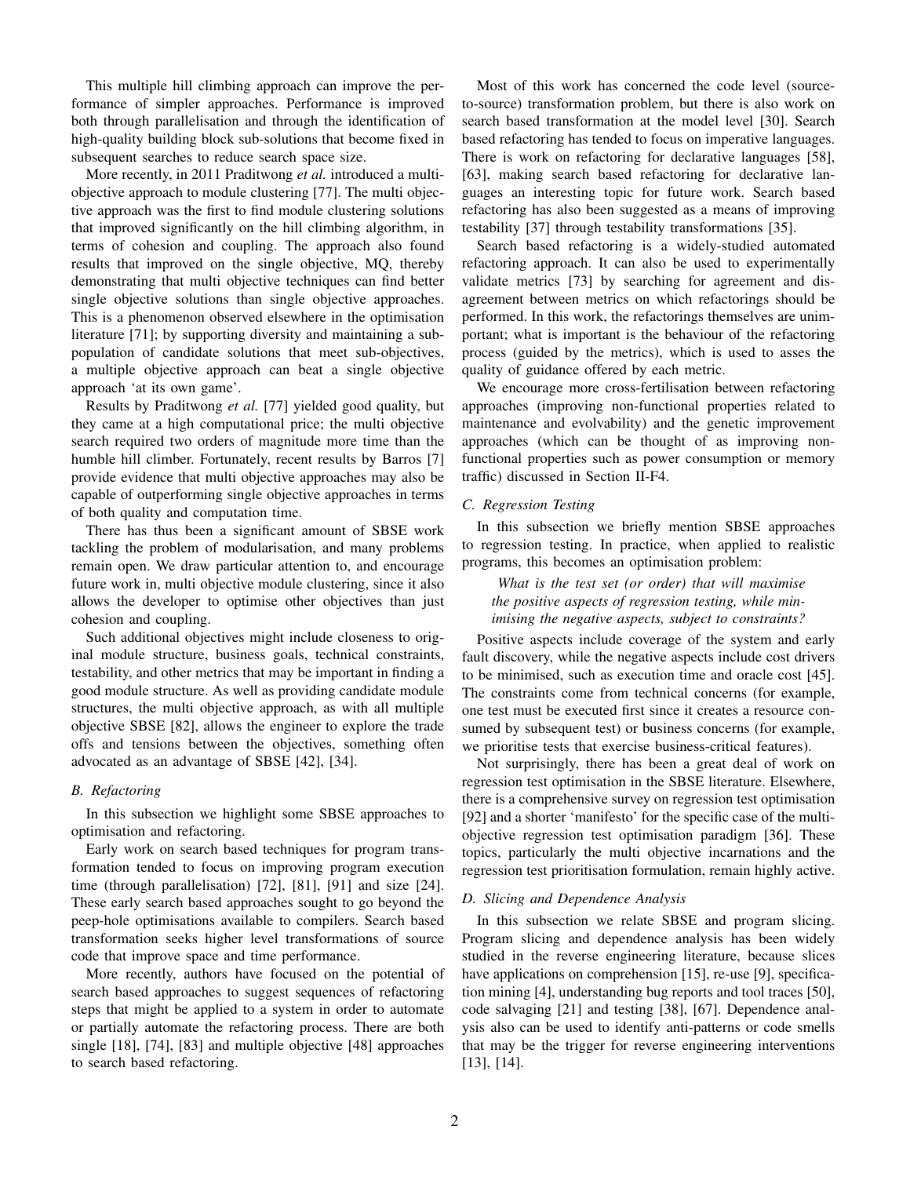This multiple hill climbing approach can improve the performance of simpler approaches. Performance is improved both through parallelisation and through the identification of high-quality building block sub-solutions that become fixed in subsequent searches to reduce search space size.

More recently, in 2011 Praditwong *et al.* introduced a multi-objective approach to module clustering [77]. The multi objective approach was the first to find module clustering solutions that improved significantly on the hill climbing algorithm, in terms of cohesion and coupling. The approach also found results that improved on the single objective, MQ, thereby demonstrating that multi objective techniques can find better single objective solutions than single objective approaches. This is a phenomenon observed elsewhere in the optimisation literature [71]; by supporting diversity and maintaining a sub-population of candidate solutions that meet sub-objectives, a multiple objective approach can beat a single objective approach 'at its own game'.

Results by Praditwong *et al.* [77] yielded good quality, but they came at a high computational price; the multi objective search required two orders of magnitude more time than the humble hill climber. Fortunately, recent results by Barros [7] provide evidence that multi objective approaches may also be capable of outperforming single objective approaches in terms of both quality and computation time.

There has thus been a significant amount of SBSE work tackling the problem of modularisation, and many problems remain open. We draw particular attention to, and encourage future work in, multi objective module clustering, since it also allows the developer to optimise other objectives than just cohesion and coupling.

Such additional objectives might include closeness to original module structure, business goals, technical constraints, testability, and other metrics that may be important in finding a good module structure. As well as providing candidate module structures, the multi objective approach, as with all multiple objective SBSE [82], allows the engineer to explore the trade offs and tensions between the objectives, something often advocated as an advantage of SBSE [42], [34].

### B. Refactoring

In this subsection we highlight some SBSE approaches to optimisation and refactoring.

Early work on search based techniques for program transformation tended to focus on improving program execution time (through parallelisation) [72], [81], [91] and size [24]. These early search based approaches sought to go beyond the peep-hole optimisations available to compilers. Search based transformation seeks higher level transformations of source code that improve space and time performance.

More recently, authors have focused on the potential of search based approaches to suggest sequences of refactoring steps that might be applied to a system in order to automate or partially automate the refactoring process. There are both single [18], [74], [83] and multiple objective [48] approaches to search based refactoring.

Most of this work has concerned the code level (source-to-source) transformation problem, but there is also work on search based transformation at the model level [30]. Search based refactoring has tended to focus on imperative languages. There is work on refactoring for declarative languages [58], [63], making search based refactoring for declarative languages an interesting topic for future work. Search based refactoring has also been suggested as a means of improving testability [37] through testability transformations [35].

Search based refactoring is a widely-studied automated refactoring approach. It can also be used to experimentally validate metrics [73] by searching for agreement and disagreement between metrics on which refactorings should be performed. In this work, the refactorings themselves are unimportant; what is important is the behaviour of the refactoring process (guided by the metrics), which is used to asses the quality of guidance offered by each metric.

We encourage more cross-fertilisation between refactoring approaches (improving non-functional properties related to maintenance and evolvability) and the genetic improvement approaches (which can be thought of as improving non-functional properties such as power consumption or memory traffic) discussed in Section II-F4.

### C. Regression Testing

In this subsection we briefly mention SBSE approaches to regression testing. In practice, when applied to realistic programs, this becomes an optimisation problem:

> *What is the test set (or order) that will maximise the positive aspects of regression testing, while minimising the negative aspects, subject to constraints?*

Positive aspects include coverage of the system and early fault discovery, while the negative aspects include cost drivers to be minimised, such as execution time and oracle cost [45]. The constraints come from technical concerns (for example, one test must be executed first since it creates a resource consumed by subsequent test) or business concerns (for example, we prioritise tests that exercise business-critical features).

Not surprisingly, there has been a great deal of work on regression test optimisation in the SBSE literature. Elsewhere, there is a comprehensive survey on regression test optimisation [92] and a shorter 'manifesto' for the specific case of the multi-objective regression test optimisation paradigm [36]. These topics, particularly the multi objective incarnations and the regression test prioritisation formulation, remain highly active.

### D. Slicing and Dependence Analysis

In this subsection we relate SBSE and program slicing. Program slicing and dependence analysis has been widely studied in the reverse engineering literature, because slices have applications on comprehension [15], re-use [9], specification mining [4], understanding bug reports and tool traces [50], code salvaging [21] and testing [38], [67]. Dependence analysis also can be used to identify anti-patterns or code smells that may be the trigger for reverse engineering interventions [13], [14].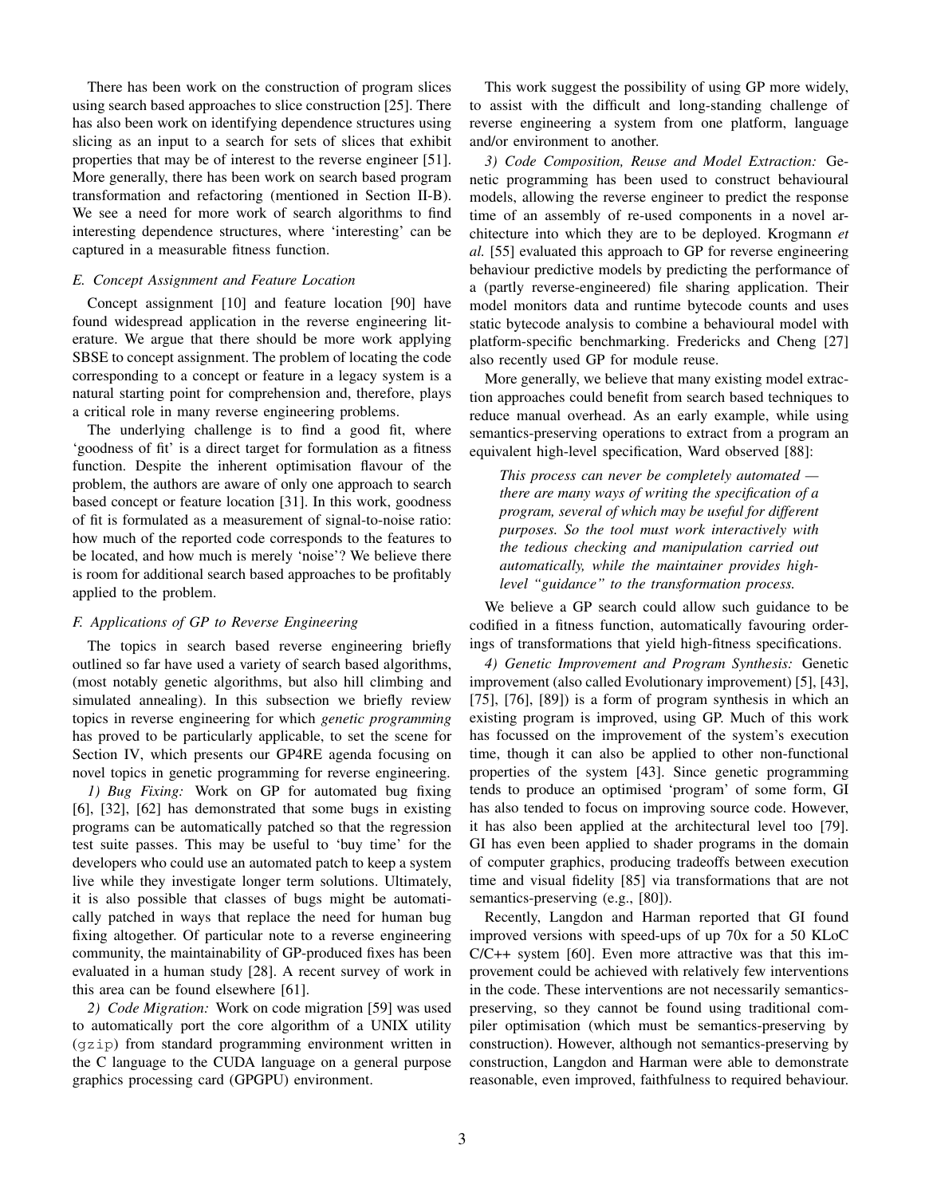There has been work on the construction of program slices using search based approaches to slice construction [25]. There has also been work on identifying dependence structures using slicing as an input to a search for sets of slices that exhibit properties that may be of interest to the reverse engineer [51]. More generally, there has been work on search based program transformation and refactoring (mentioned in Section II-B). We see a need for more work of search algorithms to find interesting dependence structures, where 'interesting' can be captured in a measurable fitness function.

### E. Concept Assignment and Feature Location

Concept assignment [10] and feature location [90] have found widespread application in the reverse engineering literature. We argue that there should be more work applying SBSE to concept assignment. The problem of locating the code corresponding to a concept or feature in a legacy system is a natural starting point for comprehension and, therefore, plays a critical role in many reverse engineering problems.

The underlying challenge is to find a good fit, where 'goodness of fit' is a direct target for formulation as a fitness function. Despite the inherent optimisation flavour of the problem, the authors are aware of only one approach to search based concept or feature location [31]. In this work, goodness of fit is formulated as a measurement of signal-to-noise ratio: how much of the reported code corresponds to the features to be located, and how much is merely 'noise'? We believe there is room for additional search based approaches to be profitably applied to the problem.

### F. Applications of GP to Reverse Engineering

The topics in search based reverse engineering briefly outlined so far have used a variety of search based algorithms, (most notably genetic algorithms, but also hill climbing and simulated annealing). In this subsection we briefly review topics in reverse engineering for which *genetic programming* has proved to be particularly applicable, to set the scene for Section IV, which presents our GP4RE agenda focusing on novel topics in genetic programming for reverse engineering.

*1) Bug Fixing:* Work on GP for automated bug fixing [6], [32], [62] has demonstrated that some bugs in existing programs can be automatically patched so that the regression test suite passes. This may be useful to 'buy time' for the developers who could use an automated patch to keep a system live while they investigate longer term solutions. Ultimately, it is also possible that classes of bugs might be automatically patched in ways that replace the need for human bug fixing altogether. Of particular note to a reverse engineering community, the maintainability of GP-produced fixes has been evaluated in a human study [28]. A recent survey of work in this area can be found elsewhere [61].

*2) Code Migration:* Work on code migration [59] was used to automatically port the core algorithm of a UNIX utility (`gzip`) from standard programming environment written in the C language to the CUDA language on a general purpose graphics processing card (GPGPU) environment.

This work suggest the possibility of using GP more widely, to assist with the difficult and long-standing challenge of reverse engineering a system from one platform, language and/or environment to another.

*3) Code Composition, Reuse and Model Extraction:* Genetic programming has been used to construct behavioural models, allowing the reverse engineer to predict the response time of an assembly of re-used components in a novel architecture into which they are to be deployed. Krogmann *et al.* [55] evaluated this approach to GP for reverse engineering behaviour predictive models by predicting the performance of a (partly reverse-engineered) file sharing application. Their model monitors data and runtime bytecode counts and uses static bytecode analysis to combine a behavioural model with platform-specific benchmarking. Fredericks and Cheng [27] also recently used GP for module reuse.

More generally, we believe that many existing model extraction approaches could benefit from search based techniques to reduce manual overhead. As an early example, while using semantics-preserving operations to extract from a program an equivalent high-level specification, Ward observed [88]:

> *This process can never be completely automated — there are many ways of writing the specification of a program, several of which may be useful for different purposes. So the tool must work interactively with the tedious checking and manipulation carried out automatically, while the maintainer provides high-level "guidance" to the transformation process.*

We believe a GP search could allow such guidance to be codified in a fitness function, automatically favouring orderings of transformations that yield high-fitness specifications.

*4) Genetic Improvement and Program Synthesis:* Genetic improvement (also called Evolutionary improvement) [5], [43], [75], [76], [89]) is a form of program synthesis in which an existing program is improved, using GP. Much of this work has focussed on the improvement of the system's execution time, though it can also be applied to other non-functional properties of the system [43]. Since genetic programming tends to produce an optimised 'program' of some form, GI has also tended to focus on improving source code. However, it has also been applied at the architectural level too [79]. GI has even been applied to shader programs in the domain of computer graphics, producing tradeoffs between execution time and visual fidelity [85] via transformations that are not semantics-preserving (e.g., [80]).

Recently, Langdon and Harman reported that GI found improved versions with speed-ups of up 70x for a 50 KLoC C/C++ system [60]. Even more attractive was that this improvement could be achieved with relatively few interventions in the code. These interventions are not necessarily semantics-preserving, so they cannot be found using traditional compiler optimisation (which must be semantics-preserving by construction). However, although not semantics-preserving by construction, Langdon and Harman were able to demonstrate reasonable, even improved, faithfulness to required behaviour.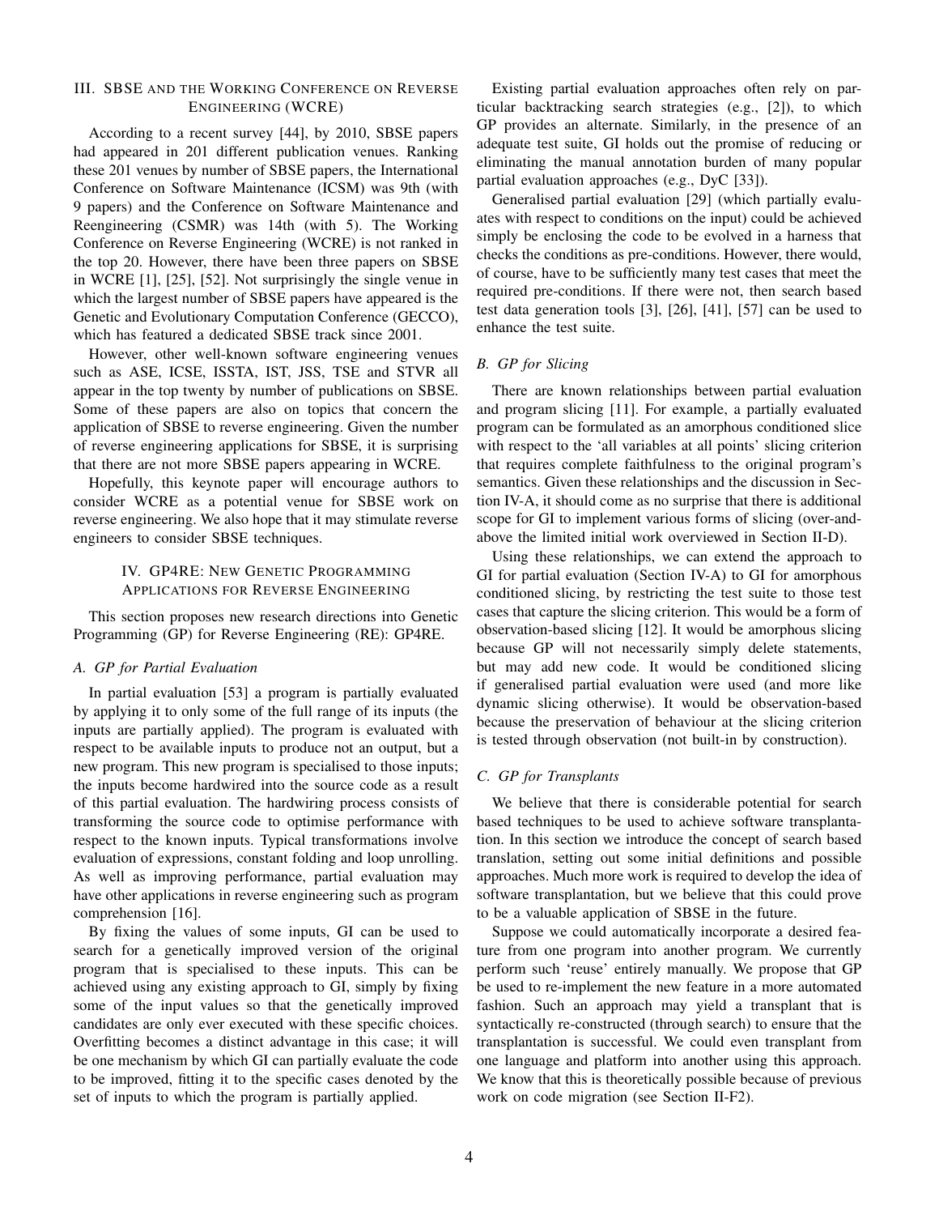## III. SBSE and the Working Conference on Reverse Engineering (WCRE)

According to a recent survey [44], by 2010, SBSE papers had appeared in 201 different publication venues. Ranking these 201 venues by number of SBSE papers, the International Conference on Software Maintenance (ICSM) was 9th (with 9 papers) and the Conference on Software Maintenance and Reengineering (CSMR) was 14th (with 5). The Working Conference on Reverse Engineering (WCRE) is not ranked in the top 20. However, there have been three papers on SBSE in WCRE [1], [25], [52]. Not surprisingly the single venue in which the largest number of SBSE papers have appeared is the Genetic and Evolutionary Computation Conference (GECCO), which has featured a dedicated SBSE track since 2001.

However, other well-known software engineering venues such as ASE, ICSE, ISSTA, IST, JSS, TSE and STVR all appear in the top twenty by number of publications on SBSE. Some of these papers are also on topics that concern the application of SBSE to reverse engineering. Given the number of reverse engineering applications for SBSE, it is surprising that there are not more SBSE papers appearing in WCRE.

Hopefully, this keynote paper will encourage authors to consider WCRE as a potential venue for SBSE work on reverse engineering. We also hope that it may stimulate reverse engineers to consider SBSE techniques.

## IV. GP4RE: New Genetic Programming Applications for Reverse Engineering

This section proposes new research directions into Genetic Programming (GP) for Reverse Engineering (RE): GP4RE.

### A. GP for Partial Evaluation

In partial evaluation [53] a program is partially evaluated by applying it to only some of the full range of its inputs (the inputs are partially applied). The program is evaluated with respect to be available inputs to produce not an output, but a new program. This new program is specialised to those inputs; the inputs become hardwired into the source code as a result of this partial evaluation. The hardwiring process consists of transforming the source code to optimise performance with respect to the known inputs. Typical transformations involve evaluation of expressions, constant folding and loop unrolling. As well as improving performance, partial evaluation may have other applications in reverse engineering such as program comprehension [16].

By fixing the values of some inputs, GI can be used to search for a genetically improved version of the original program that is specialised to these inputs. This can be achieved using any existing approach to GI, simply by fixing some of the input values so that the genetically improved candidates are only ever executed with these specific choices. Overfitting becomes a distinct advantage in this case; it will be one mechanism by which GI can partially evaluate the code to be improved, fitting it to the specific cases denoted by the set of inputs to which the program is partially applied.

Existing partial evaluation approaches often rely on particular backtracking search strategies (e.g., [2]), to which GP provides an alternate. Similarly, in the presence of an adequate test suite, GI holds out the promise of reducing or eliminating the manual annotation burden of many popular partial evaluation approaches (e.g., DyC [33]).

Generalised partial evaluation [29] (which partially evaluates with respect to conditions on the input) could be achieved simply be enclosing the code to be evolved in a harness that checks the conditions as pre-conditions. However, there would, of course, have to be sufficiently many test cases that meet the required pre-conditions. If there were not, then search based test data generation tools [3], [26], [41], [57] can be used to enhance the test suite.

### B. GP for Slicing

There are known relationships between partial evaluation and program slicing [11]. For example, a partially evaluated program can be formulated as an amorphous conditioned slice with respect to the 'all variables at all points' slicing criterion that requires complete faithfulness to the original program's semantics. Given these relationships and the discussion in Section IV-A, it should come as no surprise that there is additional scope for GI to implement various forms of slicing (over-and-above the limited initial work overviewed in Section II-D).

Using these relationships, we can extend the approach to GI for partial evaluation (Section IV-A) to GI for amorphous conditioned slicing, by restricting the test suite to those test cases that capture the slicing criterion. This would be a form of observation-based slicing [12]. It would be amorphous slicing because GP will not necessarily simply delete statements, but may add new code. It would be conditioned slicing if generalised partial evaluation were used (and more like dynamic slicing otherwise). It would be observation-based because the preservation of behaviour at the slicing criterion is tested through observation (not built-in by construction).

### C. GP for Transplants

We believe that there is considerable potential for search based techniques to be used to achieve software transplantation. In this section we introduce the concept of search based translation, setting out some initial definitions and possible approaches. Much more work is required to develop the idea of software transplantation, but we believe that this could prove to be a valuable application of SBSE in the future.

Suppose we could automatically incorporate a desired feature from one program into another program. We currently perform such 'reuse' entirely manually. We propose that GP be used to re-implement the new feature in a more automated fashion. Such an approach may yield a transplant that is syntactically re-constructed (through search) to ensure that the transplantation is successful. We could even transplant from one language and platform into another using this approach. We know that this is theoretically possible because of previous work on code migration (see Section II-F2).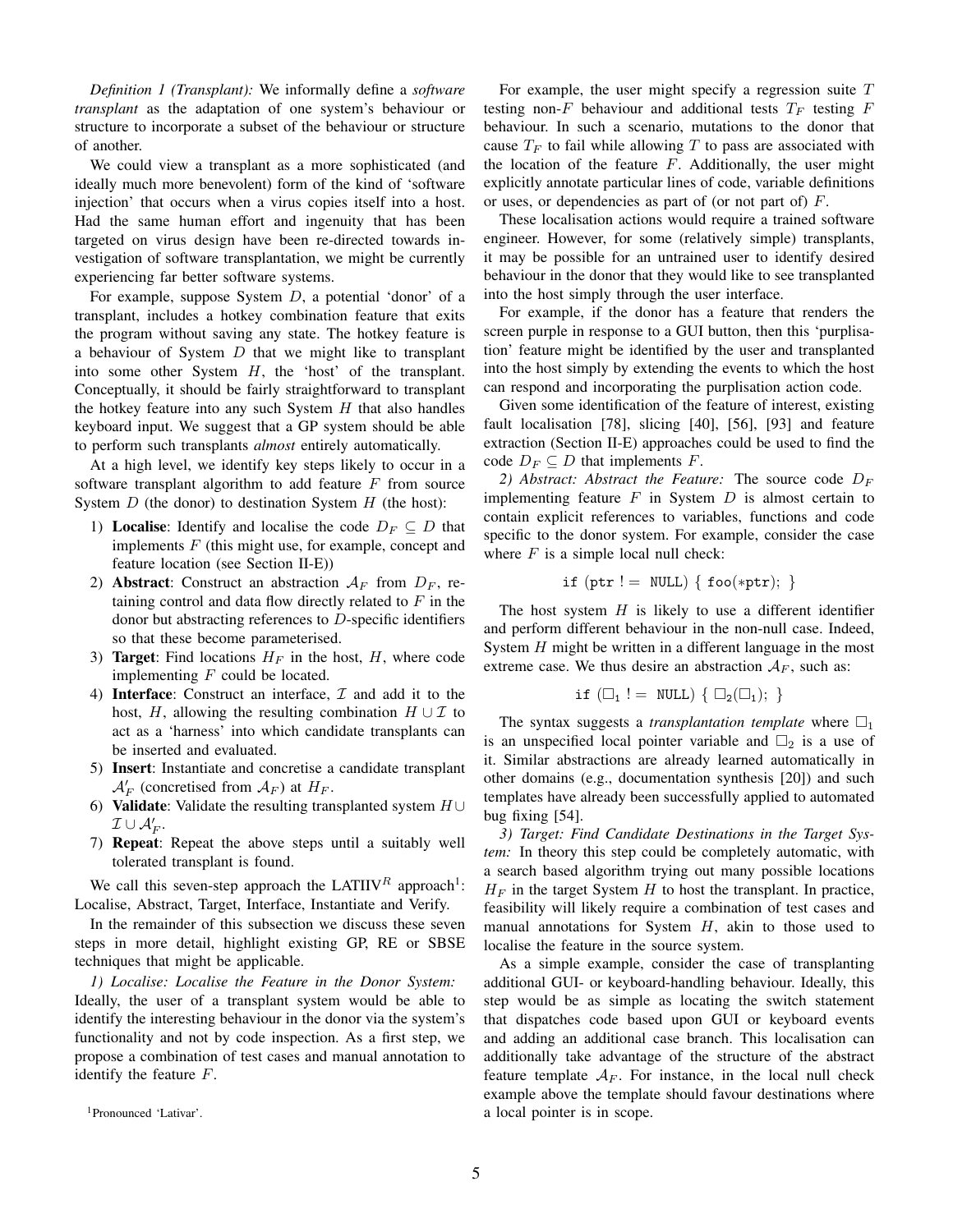*Definition 1 (Transplant):* We informally define a *software transplant* as the adaptation of one system's behaviour or structure to incorporate a subset of the behaviour or structure of another.

We could view a transplant as a more sophisticated (and ideally much more benevolent) form of the kind of 'software injection' that occurs when a virus copies itself into a host. Had the same human effort and ingenuity that has been targeted on virus design have been re-directed towards investigation of software transplantation, we might be currently experiencing far better software systems.

For example, suppose System $D$, a potential 'donor' of a transplant, includes a hotkey combination feature that exits the program without saving any state. The hotkey feature is a behaviour of System $D$ that we might like to transplant into some other System $H$, the 'host' of the transplant. Conceptually, it should be fairly straightforward to transplant the hotkey feature into any such System $H$ that also handles keyboard input. We suggest that a GP system should be able to perform such transplants *almost* entirely automatically.

At a high level, we identify key steps likely to occur in a software transplant algorithm to add feature $F$ from source System $D$ (the donor) to destination System $H$ (the host):

1) **Localise**: Identify and localise the code $D_F \subseteq D$ that implements $F$ (this might use, for example, concept and feature location (see Section II-E))
2) **Abstract**: Construct an abstraction $\mathcal{A}_F$ from $D_F$, retaining control and data flow directly related to $F$ in the donor but abstracting references to $D$-specific identifiers so that these become parameterised.
3) **Target**: Find locations $H_F$ in the host, $H$, where code implementing $F$ could be located.
4) **Interface**: Construct an interface, $\mathcal{I}$ and add it to the host, $H$, allowing the resulting combination $H \cup \mathcal{I}$ to act as a 'harness' into which candidate transplants can be inserted and evaluated.
5) **Insert**: Instantiate and concretise a candidate transplant $\mathcal{A}'_F$ (concretised from $\mathcal{A}_F$) at $H_F$.
6) **Validate**: Validate the resulting transplanted system $H \cup \mathcal{I} \cup \mathcal{A}'_F$.
7) **Repeat**: Repeat the above steps until a suitably well tolerated transplant is found.

We call this seven-step approach the LATIIV$^R$ approach[1]: Localise, Abstract, Target, Interface, Instantiate and Verify.

In the remainder of this subsection we discuss these seven steps in more detail, highlight existing GP, RE or SBSE techniques that might be applicable.

*1) Localise: Localise the Feature in the Donor System:* Ideally, the user of a transplant system would be able to identify the interesting behaviour in the donor via the system's functionality and not by code inspection. As a first step, we propose a combination of test cases and manual annotation to identify the feature $F$.

[1] Pronounced 'Lativar'.

For example, the user might specify a regression suite $T$ testing non-$F$ behaviour and additional tests $T_F$ testing $F$ behaviour. In such a scenario, mutations to the donor that cause $T_F$ to fail while allowing $T$ to pass are associated with the location of the feature $F$. Additionally, the user might explicitly annotate particular lines of code, variable definitions or uses, or dependencies as part of (or not part of) $F$.

These localisation actions would require a trained software engineer. However, for some (relatively simple) transplants, it may be possible for an untrained user to identify desired behaviour in the donor that they would like to see transplanted into the host simply through the user interface.

For example, if the donor has a feature that renders the screen purple in response to a GUI button, then this 'purplisation' feature might be identified by the user and transplanted into the host simply by extending the events to which the host can respond and incorporating the purplisation action code.

Given some identification of the feature of interest, existing fault localisation [78], slicing [40], [56], [93] and feature extraction (Section II-E) approaches could be used to find the code $D_F \subseteq D$ that implements $F$.

*2) Abstract: Abstract the Feature:* The source code $D_F$ implementing feature $F$ in System $D$ is almost certain to contain explicit references to variables, functions and code specific to the donor system. For example, consider the case where $F$ is a simple local null check:

```
if (ptr != NULL) { foo(*ptr); }
```

The host system $H$ is likely to use a different identifier and perform different behaviour in the non-null case. Indeed, System $H$ might be written in a different language in the most extreme case. We thus desire an abstraction $\mathcal{A}_F$, such as:

$$\texttt{if } (\square_1 \texttt{ != NULL}) \; \{ \; \square_2(\square_1); \; \}$$

The syntax suggests a *transplantation template* where $\square_1$ is an unspecified local pointer variable and $\square_2$ is a use of it. Similar abstractions are already learned automatically in other domains (e.g., documentation synthesis [20]) and such templates have already been successfully applied to automated bug fixing [54].

*3) Target: Find Candidate Destinations in the Target System:* In theory this step could be completely automatic, with a search based algorithm trying out many possible locations $H_F$ in the target System $H$ to host the transplant. In practice, feasibility will likely require a combination of test cases and manual annotations for System $H$, akin to those used to localise the feature in the source system.

As a simple example, consider the case of transplanting additional GUI- or keyboard-handling behaviour. Ideally, this step would be as simple as locating the switch statement that dispatches code based upon GUI or keyboard events and adding an additional case branch. This localisation can additionally take advantage of the structure of the abstract feature template $\mathcal{A}_F$. For instance, in the local null check example above the template should favour destinations where a local pointer is in scope.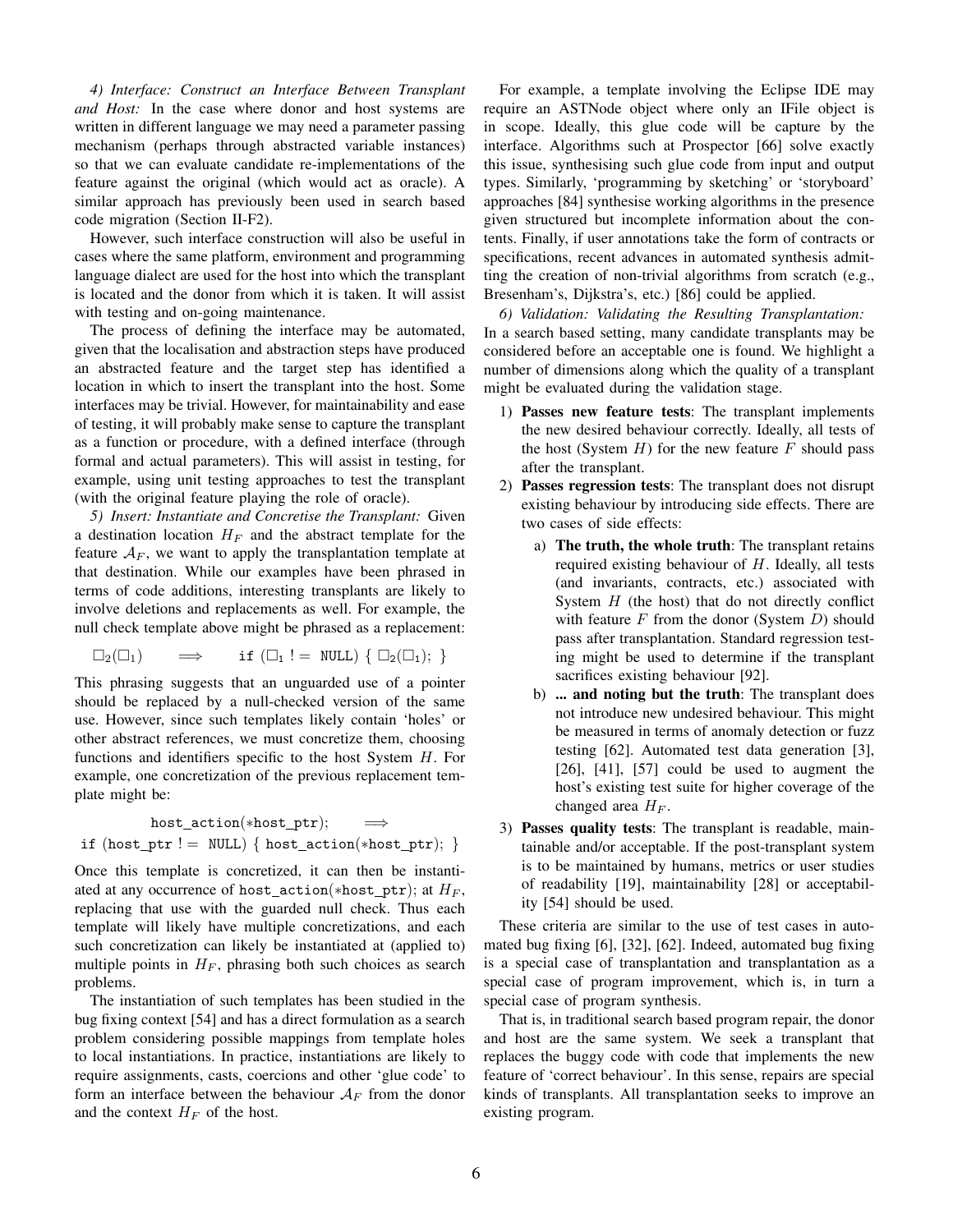*4) Interface: Construct an Interface Between Transplant and Host:* In the case where donor and host systems are written in different language we may need a parameter passing mechanism (perhaps through abstracted variable instances) so that we can evaluate candidate re-implementations of the feature against the original (which would act as oracle). A similar approach has previously been used in search based code migration (Section II-F2).

However, such interface construction will also be useful in cases where the same platform, environment and programming language dialect are used for the host into which the transplant is located and the donor from which it is taken. It will assist with testing and on-going maintenance.

The process of defining the interface may be automated, given that the localisation and abstraction steps have produced an abstracted feature and the target step has identified a location in which to insert the transplant into the host. Some interfaces may be trivial. However, for maintainability and ease of testing, it will probably make sense to capture the transplant as a function or procedure, with a defined interface (through formal and actual parameters). This will assist in testing, for example, using unit testing approaches to test the transplant (with the original feature playing the role of oracle).

*5) Insert: Instantiate and Concretise the Transplant:* Given a destination location $H_F$ and the abstract template for the feature $\mathcal{A}_F$, we want to apply the transplantation template at that destination. While our examples have been phrased in terms of code additions, interesting transplants are likely to involve deletions and replacements as well. For example, the null check template above might be phrased as a replacement:

$$\Box_2(\Box_1) \qquad \Longrightarrow \qquad \texttt{if } (\Box_1 \texttt{ != NULL}) \ \{ \ \Box_2(\Box_1); \ \}$$

This phrasing suggests that an unguarded use of a pointer should be replaced by a null-checked version of the same use. However, since such templates likely contain 'holes' or other abstract references, we must concretize them, choosing functions and identifiers specific to the host System $H$. For example, one concretization of the previous replacement template might be:

```
host_action(*host_ptr);      ==>
if (host_ptr != NULL) { host_action(*host_ptr); }
```

Once this template is concretized, it can then be instantiated at any occurrence of `host_action(*host_ptr);` at $H_F$, replacing that use with the guarded null check. Thus each template will likely have multiple concretizations, and each such concretization can likely be instantiated at (applied to) multiple points in $H_F$, phrasing both such choices as search problems.

The instantiation of such templates has been studied in the bug fixing context [54] and has a direct formulation as a search problem considering possible mappings from template holes to local instantiations. In practice, instantiations are likely to require assignments, casts, coercions and other 'glue code' to form an interface between the behaviour $\mathcal{A}_F$ from the donor and the context $H_F$ of the host.

For example, a template involving the Eclipse IDE may require an ASTNode object where only an IFile object is in scope. Ideally, this glue code will be capture by the interface. Algorithms such at Prospector [66] solve exactly this issue, synthesising such glue code from input and output types. Similarly, 'programming by sketching' or 'storyboard' approaches [84] synthesise working algorithms in the presence given structured but incomplete information about the contents. Finally, if user annotations take the form of contracts or specifications, recent advances in automated synthesis admitting the creation of non-trivial algorithms from scratch (e.g., Bresenham's, Dijkstra's, etc.) [86] could be applied.

*6) Validation: Validating the Resulting Transplantation:* In a search based setting, many candidate transplants may be considered before an acceptable one is found. We highlight a number of dimensions along which the quality of a transplant might be evaluated during the validation stage.

1) **Passes new feature tests**: The transplant implements the new desired behaviour correctly. Ideally, all tests of the host (System $H$) for the new feature $F$ should pass after the transplant.
2) **Passes regression tests**: The transplant does not disrupt existing behaviour by introducing side effects. There are two cases of side effects:
   a) **The truth, the whole truth**: The transplant retains required existing behaviour of $H$. Ideally, all tests (and invariants, contracts, etc.) associated with System $H$ (the host) that do not directly conflict with feature $F$ from the donor (System $D$) should pass after transplantation. Standard regression testing might be used to determine if the transplant sacrifices existing behaviour [92].
   b) **... and noting but the truth**: The transplant does not introduce new undesired behaviour. This might be measured in terms of anomaly detection or fuzz testing [62]. Automated test data generation [3], [26], [41], [57] could be used to augment the host's existing test suite for higher coverage of the changed area $H_F$.
3) **Passes quality tests**: The transplant is readable, maintainable and/or acceptable. If the post-transplant system is to be maintained by humans, metrics or user studies of readability [19], maintainability [28] or acceptability [54] should be used.

These criteria are similar to the use of test cases in automated bug fixing [6], [32], [62]. Indeed, automated bug fixing is a special case of transplantation and transplantation as a special case of program improvement, which is, in turn a special case of program synthesis.

That is, in traditional search based program repair, the donor and host are the same system. We seek a transplant that replaces the buggy code with code that implements the new feature of 'correct behaviour'. In this sense, repairs are special kinds of transplants. All transplantation seeks to improve an existing program.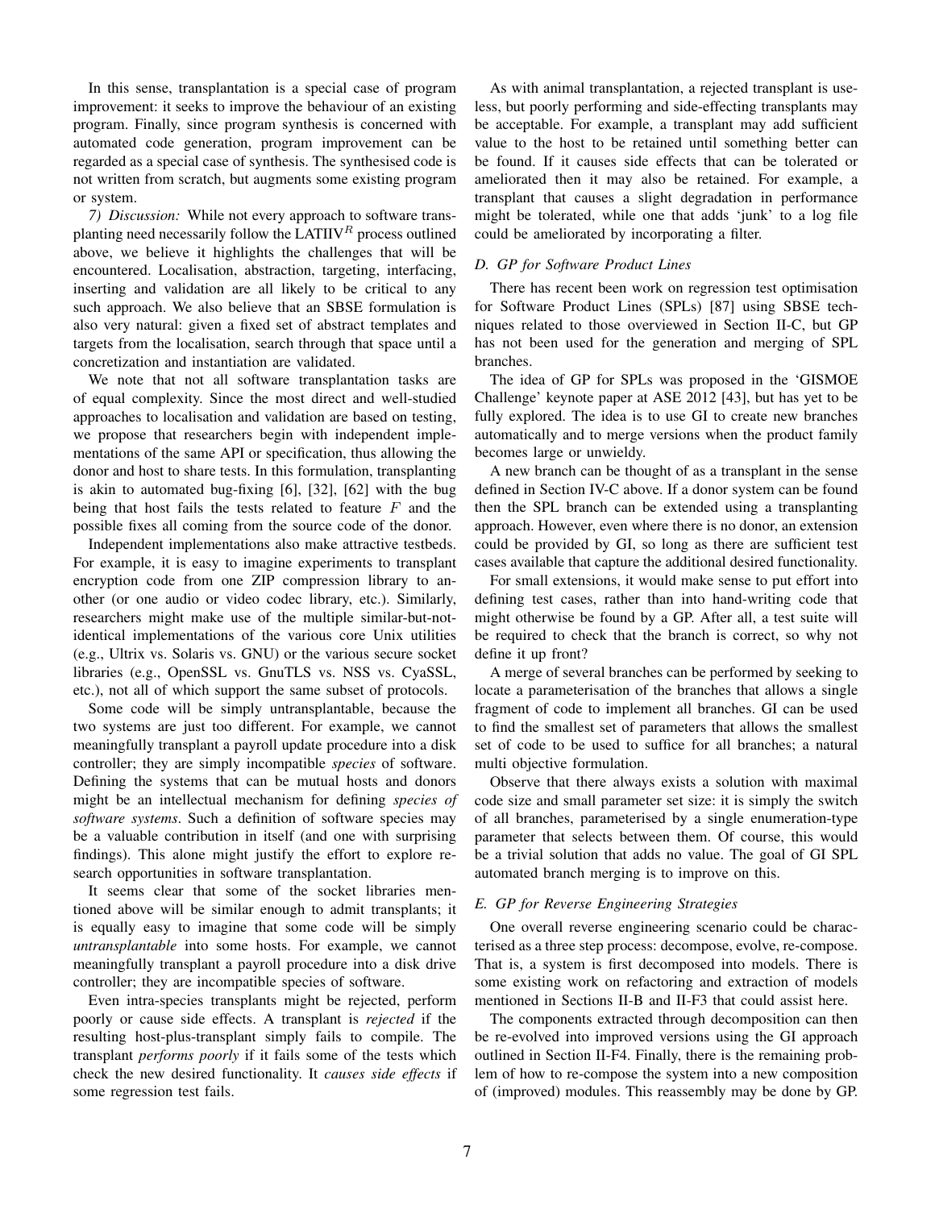In this sense, transplantation is a special case of program improvement: it seeks to improve the behaviour of an existing program. Finally, since program synthesis is concerned with automated code generation, program improvement can be regarded as a special case of synthesis. The synthesised code is not written from scratch, but augments some existing program or system.

*7) Discussion:* While not every approach to software transplanting need necessarily follow the LATIIV$^R$ process outlined above, we believe it highlights the challenges that will be encountered. Localisation, abstraction, targeting, interfacing, inserting and validation are all likely to be critical to any such approach. We also believe that an SBSE formulation is also very natural: given a fixed set of abstract templates and targets from the localisation, search through that space until a concretization and instantiation are validated.

We note that not all software transplantation tasks are of equal complexity. Since the most direct and well-studied approaches to localisation and validation are based on testing, we propose that researchers begin with independent implementations of the same API or specification, thus allowing the donor and host to share tests. In this formulation, transplanting is akin to automated bug-fixing [6], [32], [62] with the bug being that host fails the tests related to feature $F$ and the possible fixes all coming from the source code of the donor.

Independent implementations also make attractive testbeds. For example, it is easy to imagine experiments to transplant encryption code from one ZIP compression library to another (or one audio or video codec library, etc.). Similarly, researchers might make use of the multiple similar-but-not-identical implementations of the various core Unix utilities (e.g., Ultrix vs. Solaris vs. GNU) or the various secure socket libraries (e.g., OpenSSL vs. GnuTLS vs. NSS vs. CyaSSL, etc.), not all of which support the same subset of protocols.

Some code will be simply untransplantable, because the two systems are just too different. For example, we cannot meaningfully transplant a payroll update procedure into a disk controller; they are simply incompatible *species* of software. Defining the systems that can be mutual hosts and donors might be an intellectual mechanism for defining *species of software systems*. Such a definition of software species may be a valuable contribution in itself (and one with surprising findings). This alone might justify the effort to explore research opportunities in software transplantation.

It seems clear that some of the socket libraries mentioned above will be similar enough to admit transplants; it is equally easy to imagine that some code will be simply *untransplantable* into some hosts. For example, we cannot meaningfully transplant a payroll procedure into a disk drive controller; they are incompatible species of software.

Even intra-species transplants might be rejected, perform poorly or cause side effects. A transplant is *rejected* if the resulting host-plus-transplant simply fails to compile. The transplant *performs poorly* if it fails some of the tests which check the new desired functionality. It *causes side effects* if some regression test fails.

As with animal transplantation, a rejected transplant is useless, but poorly performing and side-effecting transplants may be acceptable. For example, a transplant may add sufficient value to the host to be retained until something better can be found. If it causes side effects that can be tolerated or ameliorated then it may also be retained. For example, a transplant that causes a slight degradation in performance might be tolerated, while one that adds 'junk' to a log file could be ameliorated by incorporating a filter.

### *D. GP for Software Product Lines*

There has recent been work on regression test optimisation for Software Product Lines (SPLs) [87] using SBSE techniques related to those overviewed in Section II-C, but GP has not been used for the generation and merging of SPL branches.

The idea of GP for SPLs was proposed in the 'GISMOE Challenge' keynote paper at ASE 2012 [43], but has yet to be fully explored. The idea is to use GI to create new branches automatically and to merge versions when the product family becomes large or unwieldy.

A new branch can be thought of as a transplant in the sense defined in Section IV-C above. If a donor system can be found then the SPL branch can be extended using a transplanting approach. However, even where there is no donor, an extension could be provided by GI, so long as there are sufficient test cases available that capture the additional desired functionality.

For small extensions, it would make sense to put effort into defining test cases, rather than into hand-writing code that might otherwise be found by a GP. After all, a test suite will be required to check that the branch is correct, so why not define it up front?

A merge of several branches can be performed by seeking to locate a parameterisation of the branches that allows a single fragment of code to implement all branches. GI can be used to find the smallest set of parameters that allows the smallest set of code to be used to suffice for all branches; a natural multi objective formulation.

Observe that there always exists a solution with maximal code size and small parameter set size: it is simply the switch of all branches, parameterised by a single enumeration-type parameter that selects between them. Of course, this would be a trivial solution that adds no value. The goal of GI SPL automated branch merging is to improve on this.

### *E. GP for Reverse Engineering Strategies*

One overall reverse engineering scenario could be characterised as a three step process: decompose, evolve, re-compose. That is, a system is first decomposed into models. There is some existing work on refactoring and extraction of models mentioned in Sections II-B and II-F3 that could assist here.

The components extracted through decomposition can then be re-evolved into improved versions using the GI approach outlined in Section II-F4. Finally, there is the remaining problem of how to re-compose the system into a new composition of (improved) modules. This reassembly may be done by GP.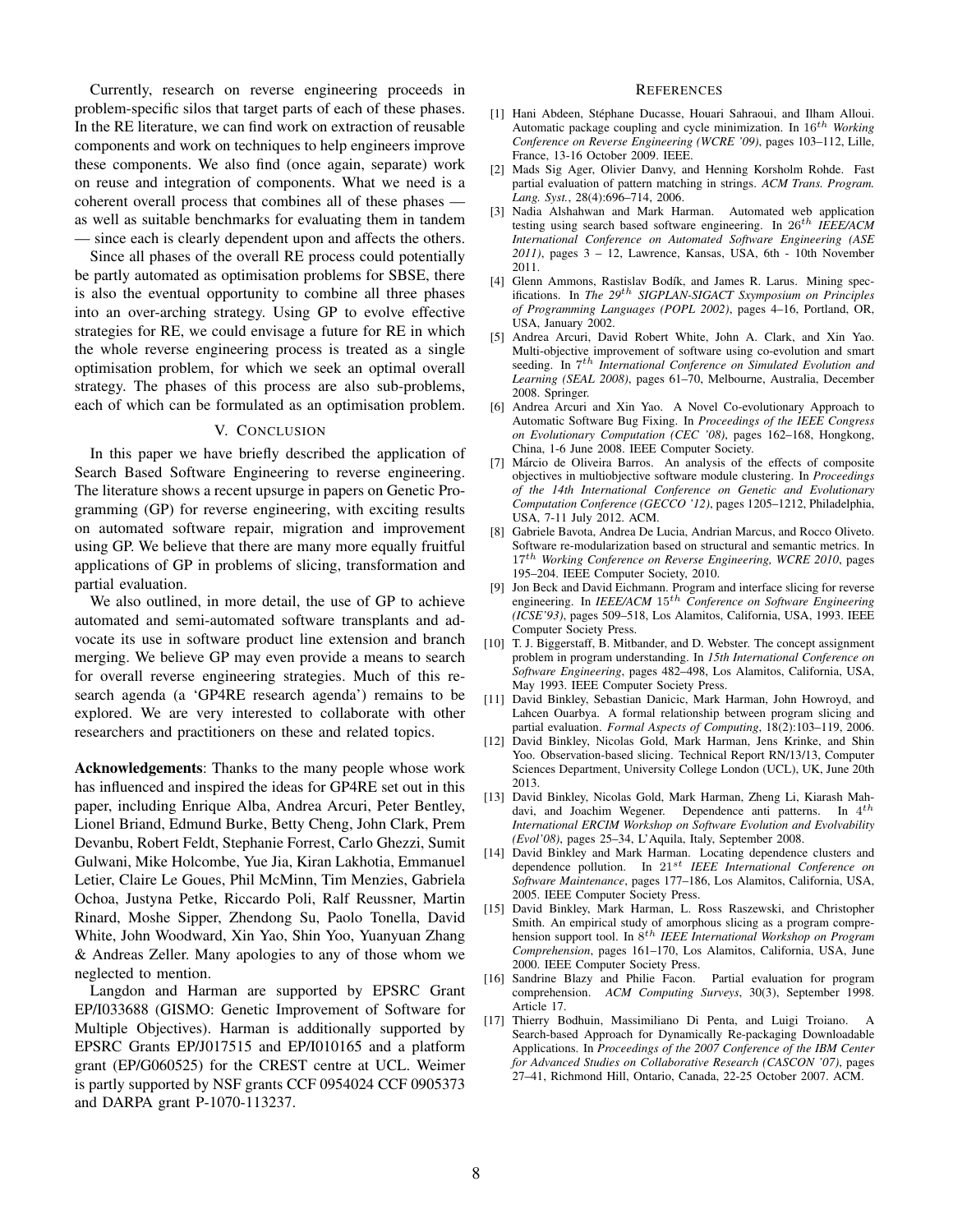Currently, research on reverse engineering proceeds in problem-specific silos that target parts of each of these phases. In the RE literature, we can find work on extraction of reusable components and work on techniques to help engineers improve these components. We also find (once again, separate) work on reuse and integration of components. What we need is a coherent overall process that combines all of these phases — as well as suitable benchmarks for evaluating them in tandem — since each is clearly dependent upon and affects the others.

Since all phases of the overall RE process could potentially be partly automated as optimisation problems for SBSE, there is also the eventual opportunity to combine all three phases into an over-arching strategy. Using GP to evolve effective strategies for RE, we could envisage a future for RE in which the whole reverse engineering process is treated as a single optimisation problem, for which we seek an optimal overall strategy. The phases of this process are also sub-problems, each of which can be formulated as an optimisation problem.

## V. Conclusion

In this paper we have briefly described the application of Search Based Software Engineering to reverse engineering. The literature shows a recent upsurge in papers on Genetic Programming (GP) for reverse engineering, with exciting results on automated software repair, migration and improvement using GP. We believe that there are many more equally fruitful applications of GP in problems of slicing, transformation and partial evaluation.

We also outlined, in more detail, the use of GP to achieve automated and semi-automated software transplants and advocate its use in software product line extension and branch merging. We believe GP may even provide a means to search for overall reverse engineering strategies. Much of this research agenda (a 'GP4RE research agenda') remains to be explored. We are very interested to collaborate with other researchers and practitioners on these and related topics.

**Acknowledgements**: Thanks to the many people whose work has influenced and inspired the ideas for GP4RE set out in this paper, including Enrique Alba, Andrea Arcuri, Peter Bentley, Lionel Briand, Edmund Burke, Betty Cheng, John Clark, Prem Devanbu, Robert Feldt, Stephanie Forrest, Carlo Ghezzi, Sumit Gulwani, Mike Holcombe, Yue Jia, Kiran Lakhotia, Emmanuel Letier, Claire Le Goues, Phil McMinn, Tim Menzies, Gabriela Ochoa, Justyna Petke, Riccardo Poli, Ralf Reussner, Martin Rinard, Moshe Sipper, Zhendong Su, Paolo Tonella, David White, John Woodward, Xin Yao, Shin Yoo, Yuanyuan Zhang & Andreas Zeller. Many apologies to any of those whom we neglected to mention.

Langdon and Harman are supported by EPSRC Grant EP/I033688 (GISMO: Genetic Improvement of Software for Multiple Objectives). Harman is additionally supported by EPSRC Grants EP/J017515 and EP/I010165 and a platform grant (EP/G060525) for the CREST centre at UCL. Weimer is partly supported by NSF grants CCF 0954024 CCF 0905373 and DARPA grant P-1070-113237.

## References

[1] Hani Abdeen, Stéphane Ducasse, Houari Sahraoui, and Ilham Alloui. Automatic package coupling and cycle minimization. In $16^{th}$ *Working Conference on Reverse Engineering (WCRE '09)*, pages 103–112, Lille, France, 13-16 October 2009. IEEE.

[2] Mads Sig Ager, Olivier Danvy, and Henning Korsholm Rohde. Fast partial evaluation of pattern matching in strings. *ACM Trans. Program. Lang. Syst.*, 28(4):696–714, 2006.

[3] Nadia Alshahwan and Mark Harman. Automated web application testing using search based software engineering. In $26^{th}$ *IEEE/ACM International Conference on Automated Software Engineering (ASE 2011)*, pages 3 – 12, Lawrence, Kansas, USA, 6th - 10th November 2011.

[4] Glenn Ammons, Rastislav Bodík, and James R. Larus. Mining specifications. In *The* $29^{th}$ *SIGPLAN-SIGACT Sxymposium on Principles of Programming Languages (POPL 2002)*, pages 4–16, Portland, OR, USA, January 2002.

[5] Andrea Arcuri, David Robert White, John A. Clark, and Xin Yao. Multi-objective improvement of software using co-evolution and smart seeding. In $7^{th}$ *International Conference on Simulated Evolution and Learning (SEAL 2008)*, pages 61–70, Melbourne, Australia, December 2008. Springer.

[6] Andrea Arcuri and Xin Yao. A Novel Co-evolutionary Approach to Automatic Software Bug Fixing. In *Proceedings of the IEEE Congress on Evolutionary Computation (CEC '08)*, pages 162–168, Hongkong, China, 1-6 June 2008. IEEE Computer Society.

[7] Márcio de Oliveira Barros. An analysis of the effects of composite objectives in multiobjective software module clustering. In *Proceedings of the 14th International Conference on Genetic and Evolutionary Computation Conference (GECCO '12)*, pages 1205–1212, Philadelphia, USA, 7-11 July 2012. ACM.

[8] Gabriele Bavota, Andrea De Lucia, Andrian Marcus, and Rocco Oliveto. Software re-modularization based on structural and semantic metrics. In $17^{th}$ *Working Conference on Reverse Engineering, WCRE 2010*, pages 195–204. IEEE Computer Society, 2010.

[9] Jon Beck and David Eichmann. Program and interface slicing for reverse engineering. In *IEEE/ACM* $15^{th}$ *Conference on Software Engineering (ICSE'93)*, pages 509–518, Los Alamitos, California, USA, 1993. IEEE Computer Society Press.

[10] T. J. Biggerstaff, B. Mitbander, and D. Webster. The concept assignment problem in program understanding. In *15th International Conference on Software Engineering*, pages 482–498, Los Alamitos, California, USA, May 1993. IEEE Computer Society Press.

[11] David Binkley, Sebastian Danicic, Mark Harman, John Howroyd, and Lahcen Ouarbya. A formal relationship between program slicing and partial evaluation. *Formal Aspects of Computing*, 18(2):103–119, 2006.

[12] David Binkley, Nicolas Gold, Mark Harman, Jens Krinke, and Shin Yoo. Observation-based slicing. Technical Report RN/13/13, Computer Sciences Department, University College London (UCL), UK, June 20th 2013.

[13] David Binkley, Nicolas Gold, Mark Harman, Zheng Li, Kiarash Mahdavi, and Joachim Wegener. Dependence anti patterns. In $4^{th}$ *International ERCIM Workshop on Software Evolution and Evolvability (Evol'08)*, pages 25–34, L'Aquila, Italy, September 2008.

[14] David Binkley and Mark Harman. Locating dependence clusters and dependence pollution. In $21^{st}$ *IEEE International Conference on Software Maintenance*, pages 177–186, Los Alamitos, California, USA, 2005. IEEE Computer Society Press.

[15] David Binkley, Mark Harman, L. Ross Raszewski, and Christopher Smith. An empirical study of amorphous slicing as a program comprehension support tool. In $8^{th}$ *IEEE International Workshop on Program Comprehension*, pages 161–170, Los Alamitos, California, USA, June 2000. IEEE Computer Society Press.

[16] Sandrine Blazy and Philie Facon. Partial evaluation for program comprehension. *ACM Computing Surveys*, 30(3), September 1998. Article 17.

[17] Thierry Bodhuin, Massimiliano Di Penta, and Luigi Troiano. A Search-based Approach for Dynamically Re-packaging Downloadable Applications. In *Proceedings of the 2007 Conference of the IBM Center for Advanced Studies on Collaborative Research (CASCON '07)*, pages 27–41, Richmond Hill, Ontario, Canada, 22-25 October 2007. ACM.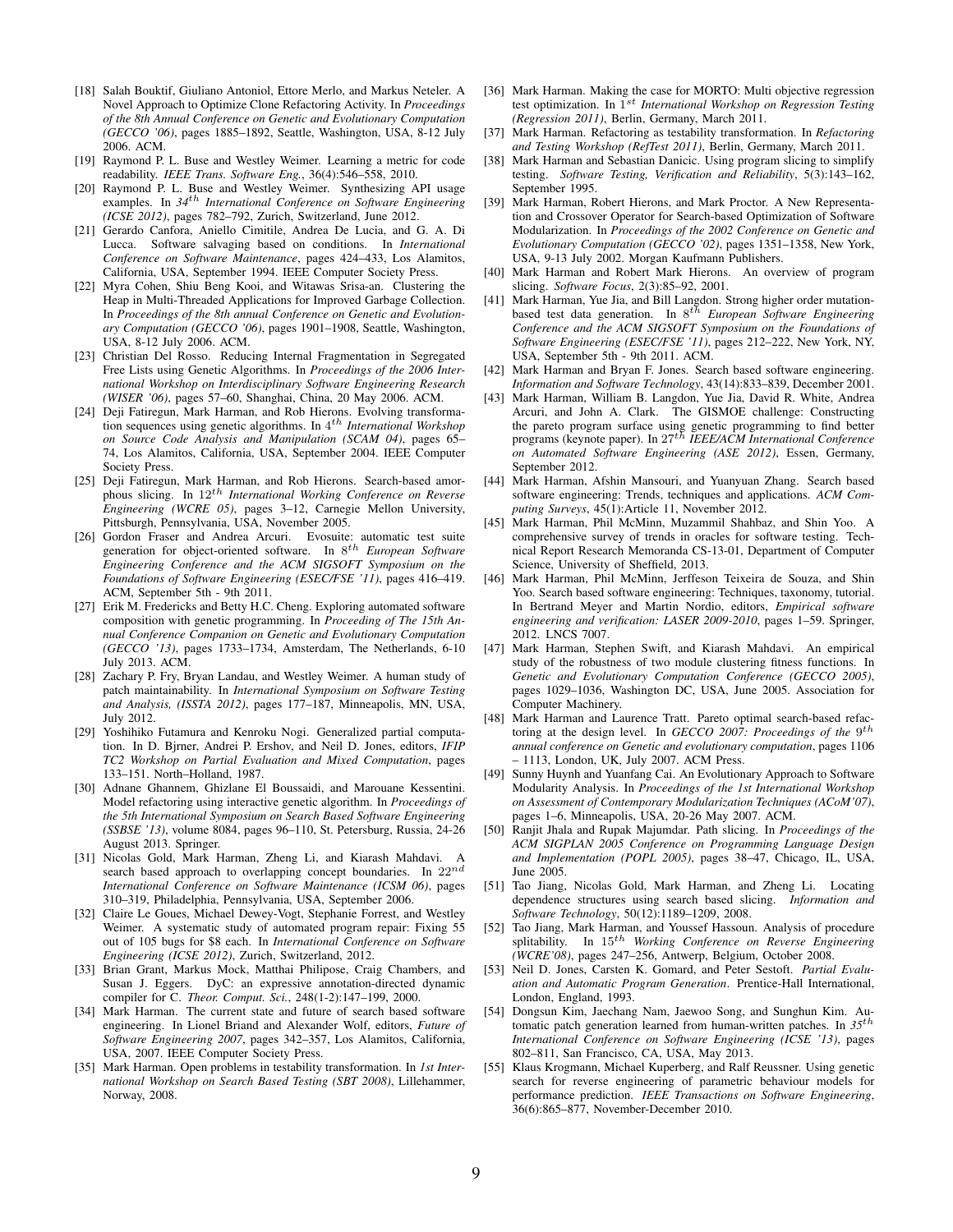[18] Salah Bouktif, Giuliano Antoniol, Ettore Merlo, and Markus Neteler. A Novel Approach to Optimize Clone Refactoring Activity. In *Proceedings of the 8th Annual Conference on Genetic and Evolutionary Computation (GECCO '06)*, pages 1885–1892, Seattle, Washington, USA, 8-12 July 2006. ACM.

[19] Raymond P. L. Buse and Westley Weimer. Learning a metric for code readability. *IEEE Trans. Software Eng.*, 36(4):546–558, 2010.

[20] Raymond P. L. Buse and Westley Weimer. Synthesizing API usage examples. In *34$^{th}$ International Conference on Software Engineering (ICSE 2012)*, pages 782–792, Zurich, Switzerland, June 2012.

[21] Gerardo Canfora, Aniello Cimitile, Andrea De Lucia, and G. A. Di Lucca. Software salvaging based on conditions. In *International Conference on Software Maintenance*, pages 424–433, Los Alamitos, California, USA, September 1994. IEEE Computer Society Press.

[22] Myra Cohen, Shiu Beng Kooi, and Witawas Srisa-an. Clustering the Heap in Multi-Threaded Applications for Improved Garbage Collection. In *Proceedings of the 8th annual Conference on Genetic and Evolutionary Computation (GECCO '06)*, pages 1901–1908, Seattle, Washington, USA, 8-12 July 2006. ACM.

[23] Christian Del Rosso. Reducing Internal Fragmentation in Segregated Free Lists using Genetic Algorithms. In *Proceedings of the 2006 International Workshop on Interdisciplinary Software Engineering Research (WISER '06)*, pages 57–60, Shanghai, China, 20 May 2006. ACM.

[24] Deji Fatiregun, Mark Harman, and Rob Hierons. Evolving transformation sequences using genetic algorithms. In *4$^{th}$ International Workshop on Source Code Analysis and Manipulation (SCAM 04)*, pages 65–74, Los Alamitos, California, USA, September 2004. IEEE Computer Society Press.

[25] Deji Fatiregun, Mark Harman, and Rob Hierons. Search-based amorphous slicing. In *12$^{th}$ International Working Conference on Reverse Engineering (WCRE 05)*, pages 3–12, Carnegie Mellon University, Pittsburgh, Pennsylvania, USA, November 2005.

[26] Gordon Fraser and Andrea Arcuri. Evosuite: automatic test suite generation for object-oriented software. In *8$^{th}$ European Software Engineering Conference and the ACM SIGSOFT Symposium on the Foundations of Software Engineering (ESEC/FSE '11)*, pages 416–419. ACM, September 5th - 9th 2011.

[27] Erik M. Fredericks and Betty H.C. Cheng. Exploring automated software composition with genetic programming. In *Proceeding of The 15th Annual Conference Companion on Genetic and Evolutionary Computation (GECCO '13)*, pages 1733–1734, Amsterdam, The Netherlands, 6-10 July 2013. ACM.

[28] Zachary P. Fry, Bryan Landau, and Westley Weimer. A human study of patch maintainability. In *International Symposium on Software Testing and Analysis, (ISSTA 2012)*, pages 177–187, Minneapolis, MN, USA, July 2012.

[29] Yoshihiko Futamura and Kenroku Nogi. Generalized partial computation. In D. Bjrner, Andrei P. Ershov, and Neil D. Jones, editors, *IFIP TC2 Workshop on Partial Evaluation and Mixed Computation*, pages 133–151. North–Holland, 1987.

[30] Adnane Ghannem, Ghizlane El Boussaidi, and Marouane Kessentini. Model refactoring using interactive genetic algorithm. In *Proceedings of the 5th International Symposium on Search Based Software Engineering (SSBSE '13)*, volume 8084, pages 96–110, St. Petersburg, Russia, 24-26 August 2013. Springer.

[31] Nicolas Gold, Mark Harman, Zheng Li, and Kiarash Mahdavi. A search based approach to overlapping concept boundaries. In *22$^{nd}$ International Conference on Software Maintenance (ICSM 06)*, pages 310–319, Philadelphia, Pennsylvania, USA, September 2006.

[32] Claire Le Goues, Michael Dewey-Vogt, Stephanie Forrest, and Westley Weimer. A systematic study of automated program repair: Fixing 55 out of 105 bugs for \$8 each. In *International Conference on Software Engineering (ICSE 2012)*, Zurich, Switzerland, 2012.

[33] Brian Grant, Markus Mock, Matthai Philipose, Craig Chambers, and Susan J. Eggers. DyC: an expressive annotation-directed dynamic compiler for C. *Theor. Comput. Sci.*, 248(1-2):147–199, 2000.

[34] Mark Harman. The current state and future of search based software engineering. In Lionel Briand and Alexander Wolf, editors, *Future of Software Engineering 2007*, pages 342–357, Los Alamitos, California, USA, 2007. IEEE Computer Society Press.

[35] Mark Harman. Open problems in testability transformation. In *1st International Workshop on Search Based Testing (SBT 2008)*, Lillehammer, Norway, 2008.

[36] Mark Harman. Making the case for MORTO: Multi objective regression test optimization. In *1$^{st}$ International Workshop on Regression Testing (Regression 2011)*, Berlin, Germany, March 2011.

[37] Mark Harman. Refactoring as testability transformation. In *Refactoring and Testing Workshop (RefTest 2011)*, Berlin, Germany, March 2011.

[38] Mark Harman and Sebastian Danicic. Using program slicing to simplify testing. *Software Testing, Verification and Reliability*, 5(3):143–162, September 1995.

[39] Mark Harman, Robert Hierons, and Mark Proctor. A New Representation and Crossover Operator for Search-based Optimization of Software Modularization. In *Proceedings of the 2002 Conference on Genetic and Evolutionary Computation (GECCO '02)*, pages 1351–1358, New York, USA, 9-13 July 2002. Morgan Kaufmann Publishers.

[40] Mark Harman and Robert Mark Hierons. An overview of program slicing. *Software Focus*, 2(3):85–92, 2001.

[41] Mark Harman, Yue Jia, and Bill Langdon. Strong higher order mutation-based test data generation. In *8$^{th}$ European Software Engineering Conference and the ACM SIGSOFT Symposium on the Foundations of Software Engineering (ESEC/FSE '11)*, pages 212–222, New York, NY, USA, September 5th - 9th 2011. ACM.

[42] Mark Harman and Bryan F. Jones. Search based software engineering. *Information and Software Technology*, 43(14):833–839, December 2001.

[43] Mark Harman, William B. Langdon, Yue Jia, David R. White, Andrea Arcuri, and John A. Clark. The GISMOE challenge: Constructing the pareto program surface using genetic programming to find better programs (keynote paper). In *27$^{th}$ IEEE/ACM International Conference on Automated Software Engineering (ASE 2012)*, Essen, Germany, September 2012.

[44] Mark Harman, Afshin Mansouri, and Yuanyuan Zhang. Search based software engineering: Trends, techniques and applications. *ACM Computing Surveys*, 45(1):Article 11, November 2012.

[45] Mark Harman, Phil McMinn, Muzammil Shahbaz, and Shin Yoo. A comprehensive survey of trends in oracles for software testing. Technical Report Research Memoranda CS-13-01, Department of Computer Science, University of Sheffield, 2013.

[46] Mark Harman, Phil McMinn, Jerffeson Teixeira de Souza, and Shin Yoo. Search based software engineering: Techniques, taxonomy, tutorial. In Bertrand Meyer and Martin Nordio, editors, *Empirical software engineering and verification: LASER 2009-2010*, pages 1–59. Springer, 2012. LNCS 7007.

[47] Mark Harman, Stephen Swift, and Kiarash Mahdavi. An empirical study of the robustness of two module clustering fitness functions. In *Genetic and Evolutionary Computation Conference (GECCO 2005)*, pages 1029–1036, Washington DC, USA, June 2005. Association for Computer Machinery.

[48] Mark Harman and Laurence Tratt. Pareto optimal search-based refactoring at the design level. In *GECCO 2007: Proceedings of the 9$^{th}$ annual conference on Genetic and evolutionary computation*, pages 1106 – 1113, London, UK, July 2007. ACM Press.

[49] Sunny Huynh and Yuanfang Cai. An Evolutionary Approach to Software Modularity Analysis. In *Proceedings of the 1st International Workshop on Assessment of Contemporary Modularization Techniques (ACoM'07)*, pages 1–6, Minneapolis, USA, 20-26 May 2007. ACM.

[50] Ranjit Jhala and Rupak Majumdar. Path slicing. In *Proceedings of the ACM SIGPLAN 2005 Conference on Programming Language Design and Implementation (POPL 2005)*, pages 38–47, Chicago, IL, USA, June 2005.

[51] Tao Jiang, Nicolas Gold, Mark Harman, and Zheng Li. Locating dependence structures using search based slicing. *Information and Software Technology*, 50(12):1189–1209, 2008.

[52] Tao Jiang, Mark Harman, and Youssef Hassoun. Analysis of procedure splitability. In *15$^{th}$ Working Conference on Reverse Engineering (WCRE'08)*, pages 247–256, Antwerp, Belgium, October 2008.

[53] Neil D. Jones, Carsten K. Gomard, and Peter Sestoft. *Partial Evaluation and Automatic Program Generation*. Prentice-Hall International, London, England, 1993.

[54] Dongsun Kim, Jaechang Nam, Jaewoo Song, and Sunghun Kim. Automatic patch generation learned from human-written patches. In *35$^{th}$ International Conference on Software Engineering (ICSE '13)*, pages 802–811, San Francisco, CA, USA, May 2013.

[55] Klaus Krogmann, Michael Kuperberg, and Ralf Reussner. Using genetic search for reverse engineering of parametric behaviour models for performance prediction. *IEEE Transactions on Software Engineering*, 36(6):865–877, November-December 2010.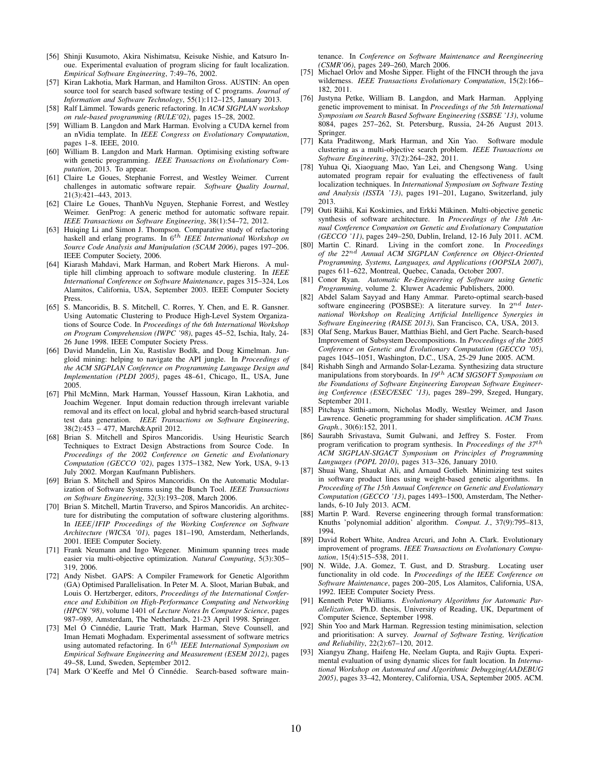[56] Shinji Kusumoto, Akira Nishimatsu, Keisuke Nishie, and Katsuro Inoue. Experimental evaluation of program slicing for fault localization. *Empirical Software Engineering*, 7:49–76, 2002.

[57] Kiran Lakhotia, Mark Harman, and Hamilton Gross. AUSTIN: An open source tool for search based software testing of C programs. *Journal of Information and Software Technology*, 55(1):112–125, January 2013.

[58] Ralf Lämmel. Towards generic refactoring. In *ACM SIGPLAN workshop on rule-based programming (RULE'02)*, pages 15–28, 2002.

[59] William B. Langdon and Mark Harman. Evolving a CUDA kernel from an nVidia template. In *IEEE Congress on Evolutionary Computation*, pages 1–8. IEEE, 2010.

[60] William B. Langdon and Mark Harman. Optimising existing software with genetic programming. *IEEE Transactions on Evolutionary Computation*, 2013. To appear.

[61] Claire Le Goues, Stephanie Forrest, and Westley Weimer. Current challenges in automatic software repair. *Software Quality Journal*, 21(3):421–443, 2013.

[62] Claire Le Goues, ThanhVu Nguyen, Stephanie Forrest, and Westley Weimer. GenProg: A generic method for automatic software repair. *IEEE Transactions on Software Engineering*, 38(1):54–72, 2012.

[63] Huiqing Li and Simon J. Thompson. Comparative study of refactoring haskell and erlang programs. In $6^{th}$ *IEEE International Workshop on Source Code Analysis and Manipulation (SCAM 2006)*, pages 197–206. IEEE Computer Society, 2006.

[64] Kiarash Mahdavi, Mark Harman, and Robert Mark Hierons. A multiple hill climbing approach to software module clustering. In *IEEE International Conference on Software Maintenance*, pages 315–324, Los Alamitos, California, USA, September 2003. IEEE Computer Society Press.

[65] S. Mancoridis, B. S. Mitchell, C. Rorres, Y. Chen, and E. R. Gansner. Using Automatic Clustering to Produce High-Level System Organizations of Source Code. In *Proceedings of the 6th International Workshop on Program Comprehension (IWPC '98)*, pages 45–52, Ischia, Italy, 24-26 June 1998. IEEE Computer Society Press.

[66] David Mandelin, Lin Xu, Rastislav Bodík, and Doug Kimelman. Jungloid mining: helping to navigate the API jungle. In *Proceedings of the ACM SIGPLAN Conference on Programming Language Design and Implementation (PLDI 2005)*, pages 48–61, Chicago, IL, USA, June 2005.

[67] Phil McMinn, Mark Harman, Youssef Hassoun, Kiran Lakhotia, and Joachim Wegener. Input domain reduction through irrelevant variable removal and its effect on local, global and hybrid search-based structural test data generation. *IEEE Transactions on Software Engineering*, 38(2):453 – 477, March&April 2012.

[68] Brian S. Mitchell and Spiros Mancoridis. Using Heuristic Search Techniques to Extract Design Abstractions from Source Code. In *Proceedings of the 2002 Conference on Genetic and Evolutionary Computation (GECCO '02)*, pages 1375–1382, New York, USA, 9-13 July 2002. Morgan Kaufmann Publishers.

[69] Brian S. Mitchell and Spiros Mancoridis. On the Automatic Modularization of Software Systems using the Bunch Tool. *IEEE Transactions on Software Engineering*, 32(3):193–208, March 2006.

[70] Brian S. Mitchell, Martin Traverso, and Spiros Mancoridis. An architecture for distributing the computation of software clustering algorithms. In *IEEE/IFIP Proceedings of the Working Conference on Software Architecture (WICSA '01)*, pages 181–190, Amsterdam, Netherlands, 2001. IEEE Computer Society.

[71] Frank Neumann and Ingo Wegener. Minimum spanning trees made easier via multi-objective optimization. *Natural Computing*, 5(3):305–319, 2006.

[72] Andy Nisbet. GAPS: A Compiler Framework for Genetic Algorithm (GA) Optimised Parallelisation. In Peter M. A. Sloot, Marian Bubak, and Louis O. Hertzberger, editors, *Proceedings of the International Conference and Exhibition on High-Performance Computing and Networking (HPCN '98)*, volume 1401 of *Lecture Notes In Computer Science*, pages 987–989, Amsterdam, The Netherlands, 21-23 April 1998. Springer.

[73] Mel Ó Cinnédie, Laurie Tratt, Mark Harman, Steve Counsell, and Iman Hemati Moghadam. Experimental assessment of software metrics using automated refactoring. In $6^{th}$ *IEEE International Symposium on Empirical Software Engineering and Measurement (ESEM 2012)*, pages 49–58, Lund, Sweden, September 2012.

[74] Mark O'Keeffe and Mel Ó Cinnédie. Search-based software maintenance. In *Conference on Software Maintenance and Reengineering (CSMR'06)*, pages 249–260, March 2006.

[75] Michael Orlov and Moshe Sipper. Flight of the FINCH through the java wilderness. *IEEE Transactions Evolutionary Computation*, 15(2):166–182, 2011.

[76] Justyna Petke, William B. Langdon, and Mark Harman. Applying genetic improvement to minisat. In *Proceedings of the 5th International Symposium on Search Based Software Engineering (SSBSE '13)*, volume 8084, pages 257–262, St. Petersburg, Russia, 24-26 August 2013. Springer.

[77] Kata Praditwong, Mark Harman, and Xin Yao. Software module clustering as a multi-objective search problem. *IEEE Transactions on Software Engineering*, 37(2):264–282, 2011.

[78] Yuhua Qi, Xiaoguang Mao, Yan Lei, and Chengsong Wang. Using automated program repair for evaluating the effectiveness of fault localization techniques. In *International Symposium on Software Testing and Analysis (ISSTA '13)*, pages 191–201, Lugano, Switzerland, july 2013.

[79] Outi Räihä, Kai Koskimies, and Erkki Mäkinen. Multi-objective genetic synthesis of software architecture. In *Proceedings of the 13th Annual Conference Companion on Genetic and Evolutionary Computation (GECCO '11)*, pages 249–250, Dublin, Ireland, 12-16 July 2011. ACM.

[80] Martin C. Rinard. Living in the comfort zone. In *Proceedings of the $22^{nd}$ Annual ACM SIGPLAN Conference on Object-Oriented Programming, Systems, Languages, and Applications (OOPSLA 2007)*, pages 611–622, Montreal, Quebec, Canada, October 2007.

[81] Conor Ryan. *Automatic Re-Engineering of Software using Genetic Programming*, volume 2. Kluwer Academic Publishers, 2000.

[82] Abdel Salam Sayyad and Hany Ammar. Pareto-optimal search-based software engineering (POSBSE): A literature survey. In $2^{nd}$ *International Workshop on Realizing Artificial Intelligence Synergies in Software Engineering (RAISE 2013)*, San Francisco, CA, USA, 2013.

[83] Olaf Seng, Markus Bauer, Matthias Biehl, and Gert Pache. Search-based Improvement of Subsystem Decompositions. In *Proceedings of the 2005 Conference on Genetic and Evolutionary Computation (GECCO '05)*, pages 1045–1051, Washington, D.C., USA, 25-29 June 2005. ACM.

[84] Rishabh Singh and Armando Solar-Lezama. Synthesizing data structure manipulations from storyboards. In *$19^{th}$ ACM SIGSOFT Symposium on the Foundations of Software Engineering European Software Engineering Conference (ESEC/ESEC '13)*, pages 289–299, Szeged, Hungary, September 2011.

[85] Pitchaya Sitthi-amorn, Nicholas Modly, Westley Weimer, and Jason Lawrence. Genetic programming for shader simplification. *ACM Trans. Graph.*, 30(6):152, 2011.

[86] Saurabh Srivastava, Sumit Gulwani, and Jeffrey S. Foster. From program verification to program synthesis. In *Proceedings of the $37^{th}$ ACM SIGPLAN-SIGACT Symposium on Principles of Programming Languages (POPL 2010)*, pages 313–326, January 2010.

[87] Shuai Wang, Shaukat Ali, and Arnaud Gotlieb. Minimizing test suites in software product lines using weight-based genetic algorithms. In *Proceeding of The 15th Annual Conference on Genetic and Evolutionary Computation (GECCO '13)*, pages 1493–1500, Amsterdam, The Netherlands, 6-10 July 2013. ACM.

[88] Martin P. Ward. Reverse engineering through formal transformation: Knuths 'polynomial addition' algorithm. *Comput. J.*, 37(9):795–813, 1994.

[89] David Robert White, Andrea Arcuri, and John A. Clark. Evolutionary improvement of programs. *IEEE Transactions on Evolutionary Computation*, 15(4):515–538, 2011.

[90] N. Wilde, J.A. Gomez, T. Gust, and D. Strasburg. Locating user functionality in old code. In *Proceedings of the IEEE Conference on Software Maintenance*, pages 200–205, Los Alamitos, California, USA, 1992. IEEE Computer Society Press.

[91] Kenneth Peter Williams. *Evolutionary Algorithms for Automatic Parallelization*. Ph.D. thesis, University of Reading, UK, Department of Computer Science, September 1998.

[92] Shin Yoo and Mark Harman. Regression testing minimisation, selection and prioritisation: A survey. *Journal of Software Testing, Verification and Reliability*, 22(2):67–120, 2012.

[93] Xiangyu Zhang, Haifeng He, Neelam Gupta, and Rajiv Gupta. Experimental evaluation of using dynamic slices for fault location. In *International Workshop on Automated and Algorithmic Debugging(AADEBUG 2005)*, pages 33–42, Monterey, California, USA, September 2005. ACM.